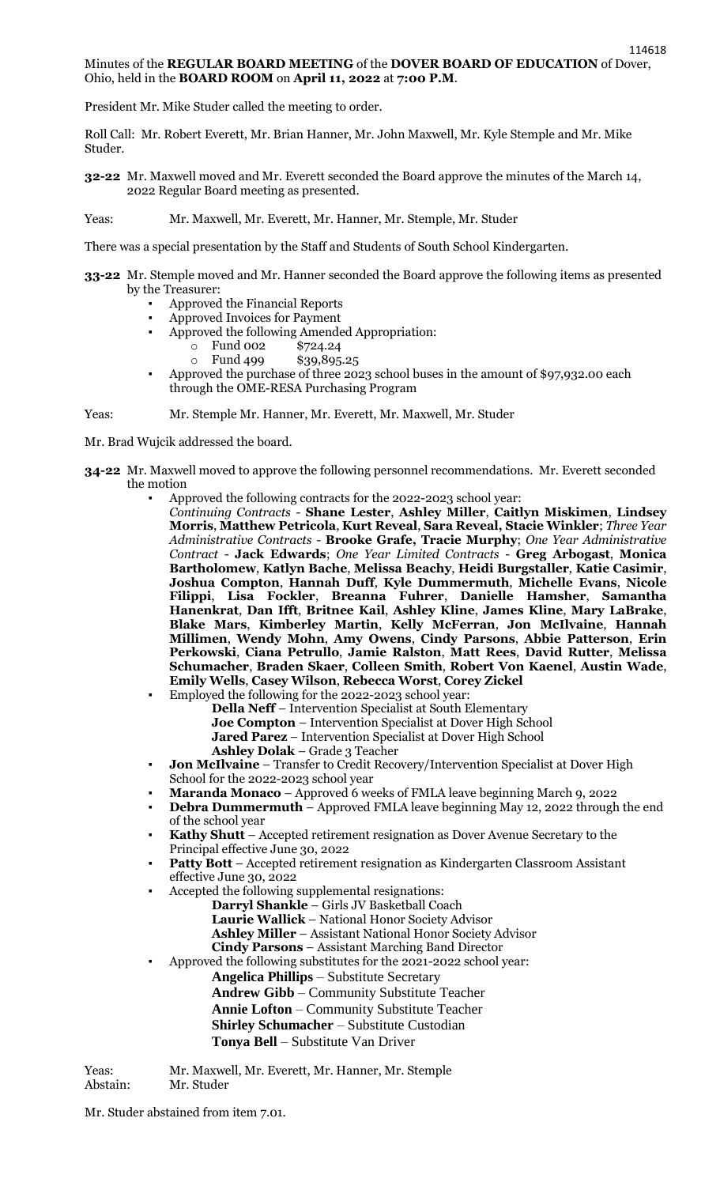Minutes of the **REGULAR BOARD MEETING** of the **DOVER BOARD OF EDUCATION** of Dover, Ohio, held in the **BOARD ROOM** on **April 11, 2022** at **7:00 P.M**.

President Mr. Mike Studer called the meeting to order.

Roll Call: Mr. Robert Everett, Mr. Brian Hanner, Mr. John Maxwell, Mr. Kyle Stemple and Mr. Mike Studer.

**32-22** Mr. Maxwell moved and Mr. Everett seconded the Board approve the minutes of the March 14, 2022 Regular Board meeting as presented.

Yeas: Mr. Maxwell, Mr. Everett, Mr. Hanner, Mr. Stemple, Mr. Studer

There was a special presentation by the Staff and Students of South School Kindergarten.

**33-22** Mr. Stemple moved and Mr. Hanner seconded the Board approve the following items as presented by the Treasurer:

- Approved the Financial Reports
- Approved Invoices for Payment
- Approved the following Amended Appropriation:
  - Fund 002 $724.24
  - Fund 499 $39,895.25
- Approved the purchase of three 2023 school buses in the amount of $97,932.00 each through the OME-RESA Purchasing Program

Yeas: Mr. Stemple Mr. Hanner, Mr. Everett, Mr. Maxwell, Mr. Studer

Mr. Brad Wujcik addressed the board.

**34-22** Mr. Maxwell moved to approve the following personnel recommendations. Mr. Everett seconded the motion

- Approved the following contracts for the 2022-2023 school year:
  *Continuing Contracts* - **Shane Lester**, **Ashley Miller**, **Caitlyn Miskimen**, **Lindsey Morris**, **Matthew Petricola**, **Kurt Reveal**, **Sara Reveal**, **Stacie Winkler**; *Three Year Administrative Contracts* - **Brooke Grafe, Tracie Murphy**; *One Year Administrative Contract* - **Jack Edwards**; *One Year Limited Contracts* - **Greg Arbogast**, **Monica Bartholomew**, **Katlyn Bache**, **Melissa Beachy**, **Heidi Burgstaller**, **Katie Casimir**, **Joshua Compton**, **Hannah Duff**, **Kyle Dummermuth**, **Michelle Evans**, **Nicole Filippi**, **Lisa Fockler**, **Breanna Fuhrer**, **Danielle Hamsher**, **Samantha Hanenkrat**, **Dan Ifft**, **Britnee Kail**, **Ashley Kline**, **James Kline**, **Mary LaBrake**, **Blake Mars**, **Kimberley Martin**, **Kelly McFerran**, **Jon McIlvaine**, **Hannah Millimen**, **Wendy Mohn**, **Amy Owens**, **Cindy Parsons**, **Abbie Patterson**, **Erin Perkowski**, **Ciana Petrullo**, **Jamie Ralston**, **Matt Rees**, **David Rutter**, **Melissa Schumacher**, **Braden Skaer**, **Colleen Smith**, **Robert Von Kaenel**, **Austin Wade**, **Emily Wells**, **Casey Wilson**, **Rebecca Worst**, **Corey Zickel**
- Employed the following for the 2022-2023 school year:
  - **Della Neff** – Intervention Specialist at South Elementary
  - **Joe Compton** – Intervention Specialist at Dover High School
  - **Jared Parez** – Intervention Specialist at Dover High School
  - **Ashley Dolak** – Grade 3 Teacher
- **Jon McIlvaine** – Transfer to Credit Recovery/Intervention Specialist at Dover High School for the 2022-2023 school year
- **Maranda Monaco** – Approved 6 weeks of FMLA leave beginning March 9, 2022
- **Debra Dummermuth** – Approved FMLA leave beginning May 12, 2022 through the end of the school year
- **Kathy Shutt** – Accepted retirement resignation as Dover Avenue Secretary to the Principal effective June 30, 2022
- **Patty Bott** – Accepted retirement resignation as Kindergarten Classroom Assistant effective June 30, 2022
- Accepted the following supplemental resignations:
  - **Darryl Shankle** – Girls JV Basketball Coach
  - **Laurie Wallick** – National Honor Society Advisor
  - **Ashley Miller** – Assistant National Honor Society Advisor
  - **Cindy Parsons** – Assistant Marching Band Director
- Approved the following substitutes for the 2021-2022 school year:
  - **Angelica Phillips** – Substitute Secretary
  - **Andrew Gibb** – Community Substitute Teacher
  - **Annie Lofton** – Community Substitute Teacher
  - **Shirley Schumacher** – Substitute Custodian
  - **Tonya Bell** – Substitute Van Driver

Yeas: Mr. Maxwell, Mr. Everett, Mr. Hanner, Mr. Stemple
Abstain: Mr. Studer

Mr. Studer abstained from item 7.01.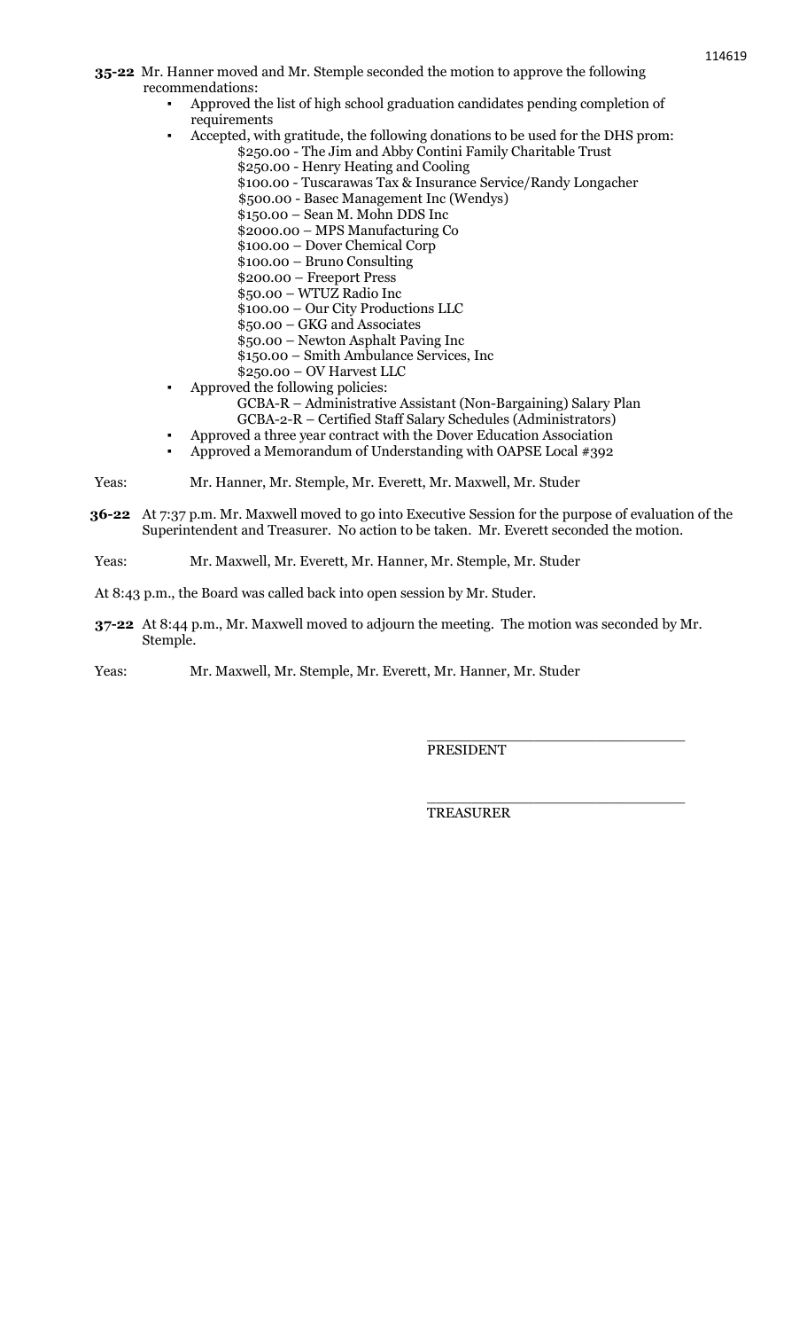**35-22** Mr. Hanner moved and Mr. Stemple seconded the motion to approve the following recommendations:

- Approved the list of high school graduation candidates pending completion of requirements
- Accepted, with gratitude, the following donations to be used for the DHS prom:
  - $250.00 - The Jim and Abby Contini Family Charitable Trust
  - $250.00 - Henry Heating and Cooling
  - $100.00 - Tuscarawas Tax & Insurance Service/Randy Longacher
  - $500.00 - Basec Management Inc (Wendys)
  - $150.00 – Sean M. Mohn DDS Inc
  - $2000.00 – MPS Manufacturing Co
  - $100.00 – Dover Chemical Corp
  - $100.00 – Bruno Consulting
  - $200.00 – Freeport Press
  - $50.00 – WTUZ Radio Inc
  - $100.00 – Our City Productions LLC
  - $50.00 – GKG and Associates
  - $50.00 – Newton Asphalt Paving Inc
  - $150.00 – Smith Ambulance Services, Inc
  - $250.00 – OV Harvest LLC
- Approved the following policies:
  - GCBA-R – Administrative Assistant (Non-Bargaining) Salary Plan
  - GCBA-2-R – Certified Staff Salary Schedules (Administrators)
- Approved a three year contract with the Dover Education Association
- Approved a Memorandum of Understanding with OAPSE Local #392

Yeas: Mr. Hanner, Mr. Stemple, Mr. Everett, Mr. Maxwell, Mr. Studer

**36-22** At 7:37 p.m. Mr. Maxwell moved to go into Executive Session for the purpose of evaluation of the Superintendent and Treasurer. No action to be taken. Mr. Everett seconded the motion.

Yeas: Mr. Maxwell, Mr. Everett, Mr. Hanner, Mr. Stemple, Mr. Studer

At 8:43 p.m., the Board was called back into open session by Mr. Studer.

**37-22** At 8:44 p.m., Mr. Maxwell moved to adjourn the meeting. The motion was seconded by Mr. Stemple.

Yeas: Mr. Maxwell, Mr. Stemple, Mr. Everett, Mr. Hanner, Mr. Studer

\_\_\_\_\_\_\_\_\_\_\_\_\_\_\_\_\_\_\_\_\_\_\_\_\_\_\_\_\_\_
PRESIDENT

\_\_\_\_\_\_\_\_\_\_\_\_\_\_\_\_\_\_\_\_\_\_\_\_\_\_\_\_\_\_
TREASURER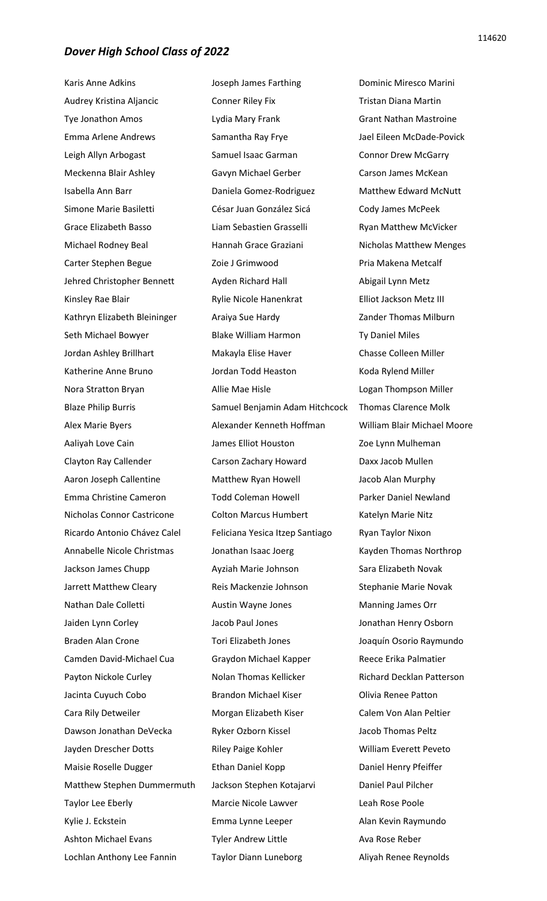## *Dover High School Class of 2022*

Karis Anne Adkins
Audrey Kristina Aljancic
Tye Jonathon Amos
Emma Arlene Andrews
Leigh Allyn Arbogast
Meckenna Blair Ashley
Isabella Ann Barr
Simone Marie Basiletti
Grace Elizabeth Basso
Michael Rodney Beal
Carter Stephen Begue
Jehred Christopher Bennett
Kinsley Rae Blair
Kathryn Elizabeth Bleininger
Seth Michael Bowyer
Jordan Ashley Brillhart
Katherine Anne Bruno
Nora Stratton Bryan
Blaze Philip Burris
Alex Marie Byers
Aaliyah Love Cain
Clayton Ray Callender
Aaron Joseph Callentine
Emma Christine Cameron
Nicholas Connor Castricone
Ricardo Antonio Chávez Calel
Annabelle Nicole Christmas
Jackson James Chupp
Jarrett Matthew Cleary
Nathan Dale Colletti
Jaiden Lynn Corley
Braden Alan Crone
Camden David-Michael Cua
Payton Nickole Curley
Jacinta Cuyuch Cobo
Cara Rily Detweiler
Dawson Jonathan DeVecka
Jayden Drescher Dotts
Maisie Roselle Dugger
Matthew Stephen Dummermuth
Taylor Lee Eberly
Kylie J. Eckstein
Ashton Michael Evans
Lochlan Anthony Lee Fannin

Joseph James Farthing
Conner Riley Fix
Lydia Mary Frank
Samantha Ray Frye
Samuel Isaac Garman
Gavyn Michael Gerber
Daniela Gomez-Rodriguez
César Juan González Sicá
Liam Sebastien Grasselli
Hannah Grace Graziani
Zoie J Grimwood
Ayden Richard Hall
Rylie Nicole Hanenkrat
Araiya Sue Hardy
Blake William Harmon
Makayla Elise Haver
Jordan Todd Heaston
Allie Mae Hisle
Samuel Benjamin Adam Hitchcock
Alexander Kenneth Hoffman
James Elliot Houston
Carson Zachary Howard
Matthew Ryan Howell
Todd Coleman Howell
Colton Marcus Humbert
Feliciana Yesica Itzep Santiago
Jonathan Isaac Joerg
Ayziah Marie Johnson
Reis Mackenzie Johnson
Austin Wayne Jones
Jacob Paul Jones
Tori Elizabeth Jones
Graydon Michael Kapper
Nolan Thomas Kellicker
Brandon Michael Kiser
Morgan Elizabeth Kiser
Ryker Ozborn Kissel
Riley Paige Kohler
Ethan Daniel Kopp
Jackson Stephen Kotajarvi
Marcie Nicole Lawver
Emma Lynne Leeper
Tyler Andrew Little
Taylor Diann Luneborg

Dominic Miresco Marini
Tristan Diana Martin
Grant Nathan Mastroine
Jael Eileen McDade-Povick
Connor Drew McGarry
Carson James McKean
Matthew Edward McNutt
Cody James McPeek
Ryan Matthew McVicker
Nicholas Matthew Menges
Pria Makena Metcalf
Abigail Lynn Metz
Elliot Jackson Metz III
Zander Thomas Milburn
Ty Daniel Miles
Chasse Colleen Miller
Koda Rylend Miller
Logan Thompson Miller
Thomas Clarence Molk
William Blair Michael Moore
Zoe Lynn Mulheman
Daxx Jacob Mullen
Jacob Alan Murphy
Parker Daniel Newland
Katelyn Marie Nitz
Ryan Taylor Nixon
Kayden Thomas Northrop
Sara Elizabeth Novak
Stephanie Marie Novak
Manning James Orr
Jonathan Henry Osborn
Joaquín Osorio Raymundo
Reece Erika Palmatier
Richard Decklan Patterson
Olivia Renee Patton
Calem Von Alan Peltier
Jacob Thomas Peltz
William Everett Peveto
Daniel Henry Pfeiffer
Daniel Paul Pilcher
Leah Rose Poole
Alan Kevin Raymundo
Ava Rose Reber
Aliyah Renee Reynolds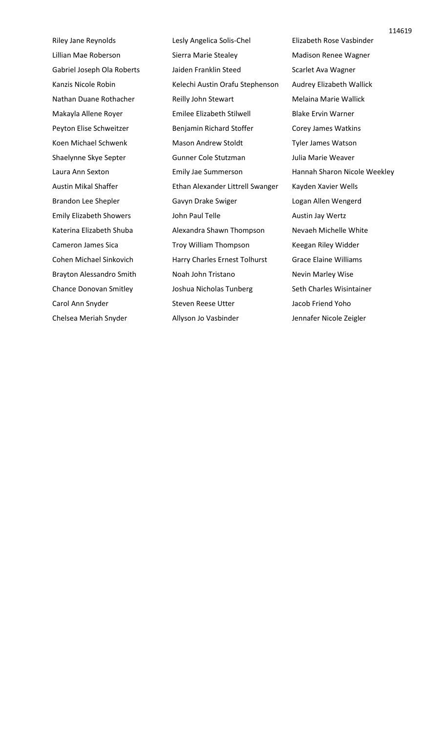Riley Jane Reynolds
Lillian Mae Roberson
Gabriel Joseph Ola Roberts
Kanzis Nicole Robin
Nathan Duane Rothacher
Makayla Allene Royer
Peyton Elise Schweitzer
Koen Michael Schwenk
Shaelynne Skye Septer
Laura Ann Sexton
Austin Mikal Shaffer
Brandon Lee Shepler
Emily Elizabeth Showers
Katerina Elizabeth Shuba
Cameron James Sica
Cohen Michael Sinkovich
Brayton Alessandro Smith
Chance Donovan Smitley
Carol Ann Snyder
Chelsea Meriah Snyder
Lesly Angelica Solis-Chel
Sierra Marie Stealey
Jaiden Franklin Steed
Kelechi Austin Orafu Stephenson
Reilly John Stewart
Emilee Elizabeth Stilwell
Benjamin Richard Stoffer
Mason Andrew Stoldt
Gunner Cole Stutzman
Emily Jae Summerson
Ethan Alexander Littrell Swanger
Gavyn Drake Swiger
John Paul Telle
Alexandra Shawn Thompson
Troy William Thompson
Harry Charles Ernest Tolhurst
Noah John Tristano
Joshua Nicholas Tunberg
Steven Reese Utter
Allyson Jo Vasbinder
Elizabeth Rose Vasbinder
Madison Renee Wagner
Scarlet Ava Wagner
Audrey Elizabeth Wallick
Melaina Marie Wallick
Blake Ervin Warner
Corey James Watkins
Tyler James Watson
Julia Marie Weaver
Hannah Sharon Nicole Weekley
Kayden Xavier Wells
Logan Allen Wengerd
Austin Jay Wertz
Nevaeh Michelle White
Keegan Riley Widder
Grace Elaine Williams
Nevin Marley Wise
Seth Charles Wisintainer
Jacob Friend Yoho
Jennafer Nicole Zeigler